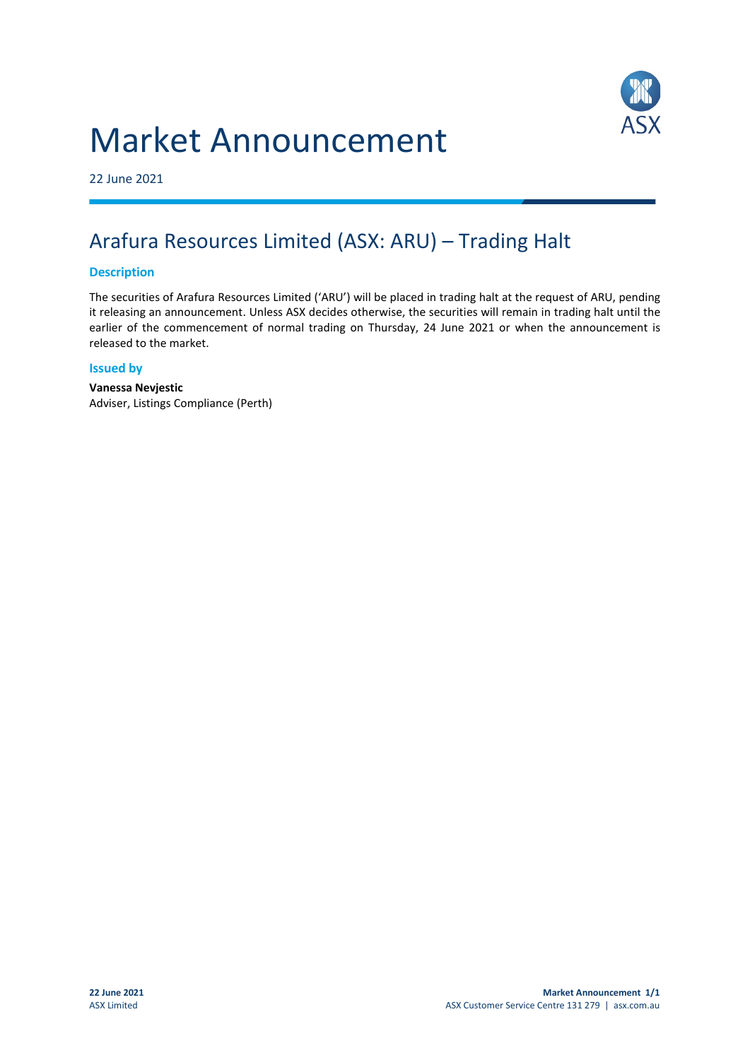# Market Announcement

22 June 2021

## Arafura Resources Limited (ASX: ARU) – Trading Halt

### Description

The securities of Arafura Resources Limited ('ARU') will be placed in trading halt at the request of ARU, pending it releasing an announcement. Unless ASX decides otherwise, the securities will remain in trading halt until the earlier of the commencement of normal trading on Thursday, 24 June 2021 or when the announcement is released to the market.

### Issued by

**Vanessa Nevjestic**
Adviser, Listings Compliance (Perth)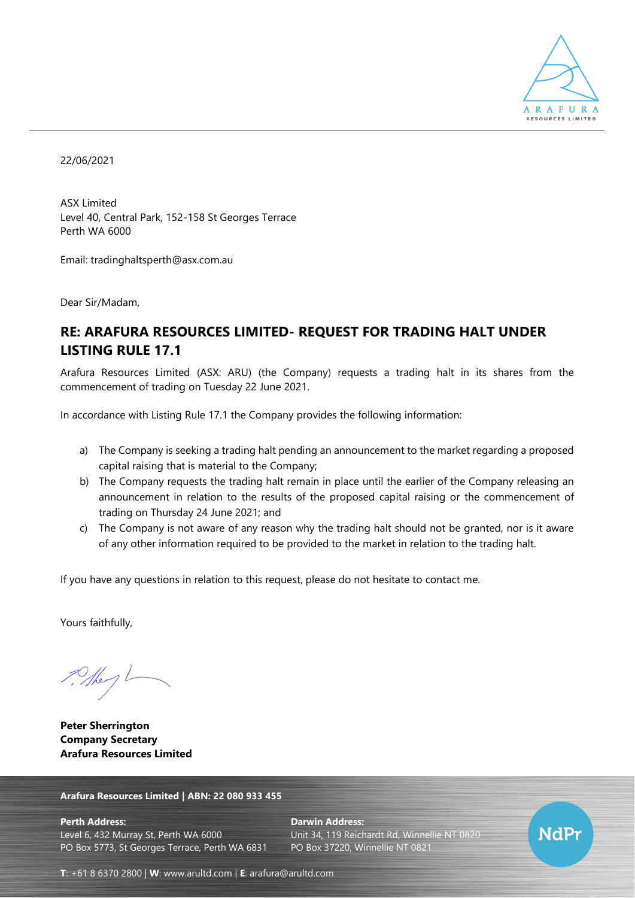22/06/2021

ASX Limited
Level 40, Central Park, 152-158 St Georges Terrace
Perth WA 6000

Email: tradinghaltsperth@asx.com.au

Dear Sir/Madam,

## RE: ARAFURA RESOURCES LIMITED- REQUEST FOR TRADING HALT UNDER LISTING RULE 17.1

Arafura Resources Limited (ASX: ARU) (the Company) requests a trading halt in its shares from the commencement of trading on Tuesday 22 June 2021.

In accordance with Listing Rule 17.1 the Company provides the following information:

a) The Company is seeking a trading halt pending an announcement to the market regarding a proposed capital raising that is material to the Company;
b) The Company requests the trading halt remain in place until the earlier of the Company releasing an announcement in relation to the results of the proposed capital raising or the commencement of trading on Thursday 24 June 2021; and
c) The Company is not aware of any reason why the trading halt should not be granted, nor is it aware of any other information required to be provided to the market in relation to the trading halt.

If you have any questions in relation to this request, please do not hesitate to contact me.

Yours faithfully,

**Peter Sherrington**
**Company Secretary**
**Arafura Resources Limited**

**Arafura Resources Limited | ABN: 22 080 933 455**

**Perth Address:**
Level 6, 432 Murray St, Perth WA 6000
PO Box 5773, St Georges Terrace, Perth WA 6831

**Darwin Address:**
Unit 34, 119 Reichardt Rd, Winnellie NT 0820
PO Box 37220, Winnellie NT 0821

**T**: +61 8 6370 2800 | **W**: www.arultd.com | **E**: arafura@arultd.com